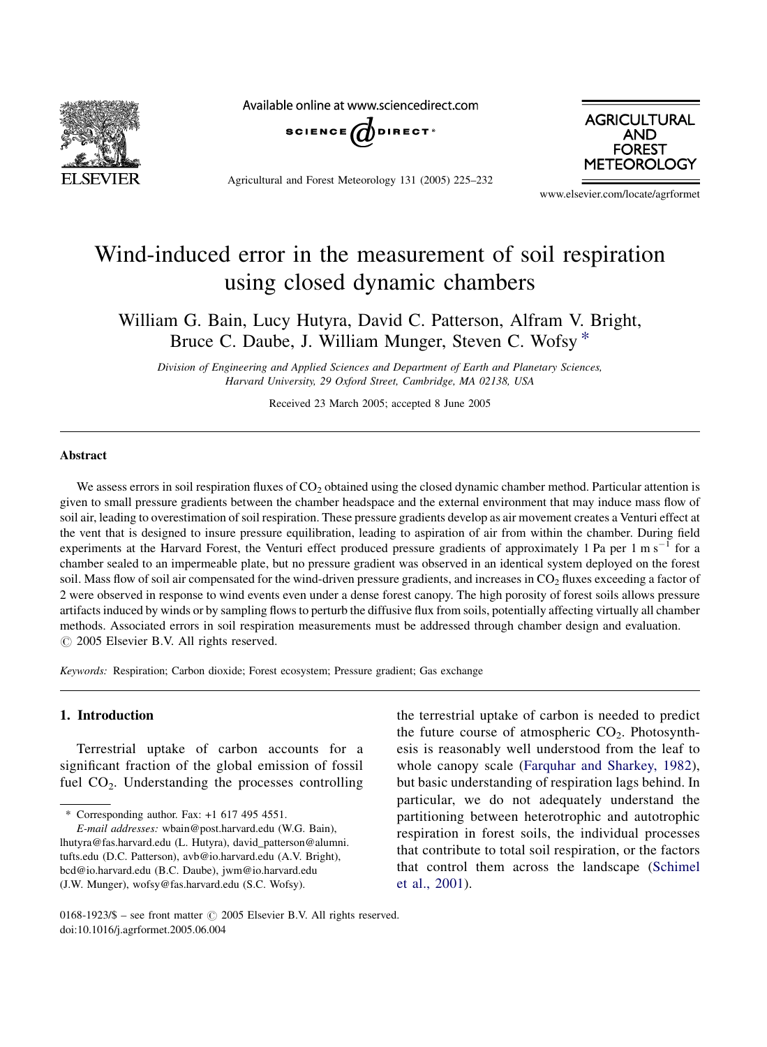# Wind-induced error in the measurement of soil respiration using closed dynamic chambers

William G. Bain, Lucy Hutyra, David C. Patterson, Alfram V. Bright, Bruce C. Daube, J. William Munger, Steven C. Wofsy *

*Division of Engineering and Applied Sciences and Department of Earth and Planetary Sciences, Harvard University, 29 Oxford Street, Cambridge, MA 02138, USA*

Received 23 March 2005; accepted 8 June 2005

## Abstract

We assess errors in soil respiration fluxes of $CO_2$ obtained using the closed dynamic chamber method. Particular attention is given to small pressure gradients between the chamber headspace and the external environment that may induce mass flow of soil air, leading to overestimation of soil respiration. These pressure gradients develop as air movement creates a Venturi effect at the vent that is designed to insure pressure equilibration, leading to aspiration of air from within the chamber. During field experiments at the Harvard Forest, the Venturi effect produced pressure gradients of approximately 1 Pa per 1 m $s^{-1}$ for a chamber sealed to an impermeable plate, but no pressure gradient was observed in an identical system deployed on the forest soil. Mass flow of soil air compensated for the wind-driven pressure gradients, and increases in $CO_2$ fluxes exceeding a factor of 2 were observed in response to wind events even under a dense forest canopy. The high porosity of forest soils allows pressure artifacts induced by winds or by sampling flows to perturb the diffusive flux from soils, potentially affecting virtually all chamber methods. Associated errors in soil respiration measurements must be addressed through chamber design and evaluation.
© 2005 Elsevier B.V. All rights reserved.

*Keywords:* Respiration; Carbon dioxide; Forest ecosystem; Pressure gradient; Gas exchange

## 1. Introduction

Terrestrial uptake of carbon accounts for a significant fraction of the global emission of fossil fuel $CO_2$. Understanding the processes controlling the terrestrial uptake of carbon is needed to predict the future course of atmospheric $CO_2$. Photosynthesis is reasonably well understood from the leaf to whole canopy scale (Farquhar and Sharkey, 1982), but basic understanding of respiration lags behind. In particular, we do not adequately understand the partitioning between heterotrophic and autotrophic respiration in forest soils, the individual processes that contribute to total soil respiration, or the factors that control them across the landscape (Schimel et al., 2001).

\* Corresponding author. Fax: +1 617 495 4551.
*E-mail addresses:* wbain@post.harvard.edu (W.G. Bain), lhutyra@fas.harvard.edu (L. Hutyra), david_patterson@alumni.tufts.edu (D.C. Patterson), avb@io.harvard.edu (A.V. Bright), bcd@io.harvard.edu (B.C. Daube), jwm@io.harvard.edu (J.W. Munger), wofsy@fas.harvard.edu (S.C. Wofsy).

0168-1923/$ – see front matter © 2005 Elsevier B.V. All rights reserved.
doi:10.1016/j.agrformet.2005.06.004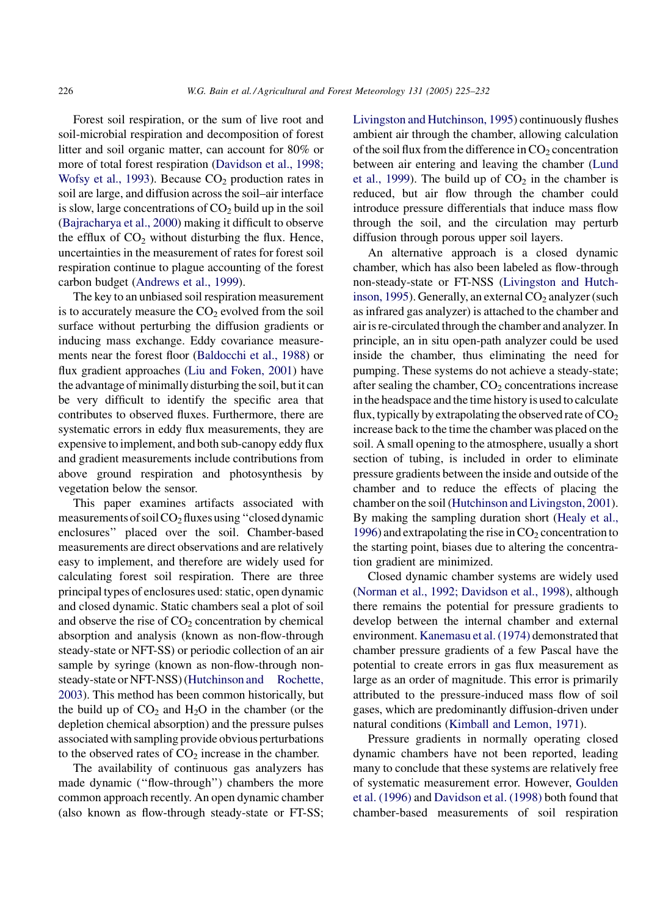Forest soil respiration, or the sum of live root and soil-microbial respiration and decomposition of forest litter and soil organic matter, can account for 80% or more of total forest respiration (Davidson et al., 1998; Wofsy et al., 1993). Because $CO_2$ production rates in soil are large, and diffusion across the soil–air interface is slow, large concentrations of $CO_2$ build up in the soil (Bajracharya et al., 2000) making it difficult to observe the efflux of $CO_2$ without disturbing the flux. Hence, uncertainties in the measurement of rates for forest soil respiration continue to plague accounting of the forest carbon budget (Andrews et al., 1999).

The key to an unbiased soil respiration measurement is to accurately measure the $CO_2$ evolved from the soil surface without perturbing the diffusion gradients or inducing mass exchange. Eddy covariance measurements near the forest floor (Baldocchi et al., 1988) or flux gradient approaches (Liu and Foken, 2001) have the advantage of minimally disturbing the soil, but it can be very difficult to identify the specific area that contributes to observed fluxes. Furthermore, there are systematic errors in eddy flux measurements, they are expensive to implement, and both sub-canopy eddy flux and gradient measurements include contributions from above ground respiration and photosynthesis by vegetation below the sensor.

This paper examines artifacts associated with measurements of soil $CO_2$ fluxes using "closed dynamic enclosures" placed over the soil. Chamber-based measurements are direct observations and are relatively easy to implement, and therefore are widely used for calculating forest soil respiration. There are three principal types of enclosures used: static, open dynamic and closed dynamic. Static chambers seal a plot of soil and observe the rise of $CO_2$ concentration by chemical absorption and analysis (known as non-flow-through steady-state or NFT-SS) or periodic collection of an air sample by syringe (known as non-flow-through non-steady-state or NFT-NSS) (Hutchinson and Rochette, 2003). This method has been common historically, but the build up of $CO_2$ and $H_2O$ in the chamber (or the depletion chemical absorption) and the pressure pulses associated with sampling provide obvious perturbations to the observed rates of $CO_2$ increase in the chamber.

The availability of continuous gas analyzers has made dynamic ("flow-through") chambers the more common approach recently. An open dynamic chamber (also known as flow-through steady-state or FT-SS; Livingston and Hutchinson, 1995) continuously flushes ambient air through the chamber, allowing calculation of the soil flux from the difference in $CO_2$ concentration between air entering and leaving the chamber (Lund et al., 1999). The build up of $CO_2$ in the chamber is reduced, but air flow through the chamber could introduce pressure differentials that induce mass flow through the soil, and the circulation may perturb diffusion through porous upper soil layers.

An alternative approach is a closed dynamic chamber, which has also been labeled as flow-through non-steady-state or FT-NSS (Livingston and Hutchinson, 1995). Generally, an external $CO_2$ analyzer (such as infrared gas analyzer) is attached to the chamber and air is re-circulated through the chamber and analyzer. In principle, an in situ open-path analyzer could be used inside the chamber, thus eliminating the need for pumping. These systems do not achieve a steady-state; after sealing the chamber, $CO_2$ concentrations increase in the headspace and the time history is used to calculate flux, typically by extrapolating the observed rate of $CO_2$ increase back to the time the chamber was placed on the soil. A small opening to the atmosphere, usually a short section of tubing, is included in order to eliminate pressure gradients between the inside and outside of the chamber and to reduce the effects of placing the chamber on the soil (Hutchinson and Livingston, 2001). By making the sampling duration short (Healy et al., 1996) and extrapolating the rise in $CO_2$ concentration to the starting point, biases due to altering the concentration gradient are minimized.

Closed dynamic chamber systems are widely used (Norman et al., 1992; Davidson et al., 1998), although there remains the potential for pressure gradients to develop between the internal chamber and external environment. Kanemasu et al. (1974) demonstrated that chamber pressure gradients of a few Pascal have the potential to create errors in gas flux measurement as large as an order of magnitude. This error is primarily attributed to the pressure-induced mass flow of soil gases, which are predominantly diffusion-driven under natural conditions (Kimball and Lemon, 1971).

Pressure gradients in normally operating closed dynamic chambers have not been reported, leading many to conclude that these systems are relatively free of systematic measurement error. However, Goulden et al. (1996) and Davidson et al. (1998) both found that chamber-based measurements of soil respiration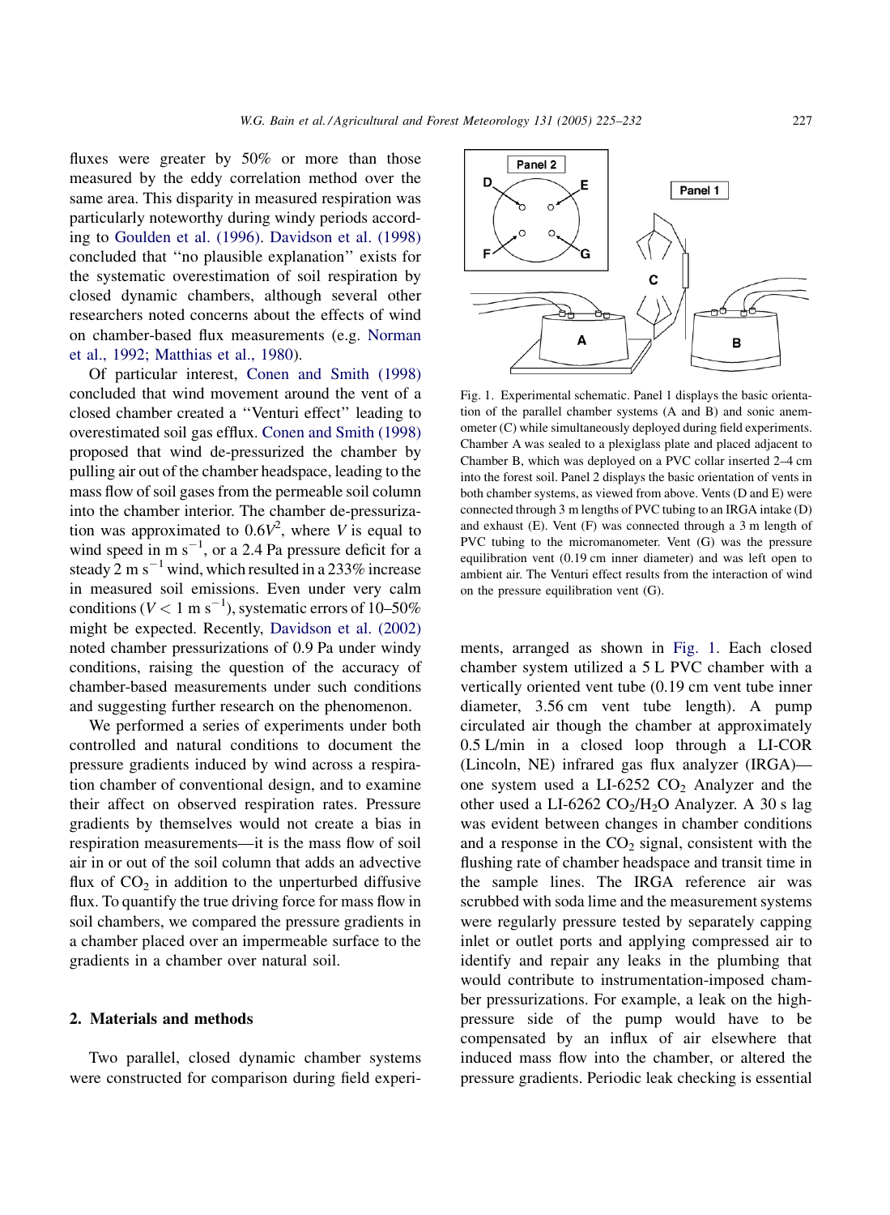fluxes were greater by 50% or more than those measured by the eddy correlation method over the same area. This disparity in measured respiration was particularly noteworthy during windy periods according to Goulden et al. (1996). Davidson et al. (1998) concluded that ''no plausible explanation'' exists for the systematic overestimation of soil respiration by closed dynamic chambers, although several other researchers noted concerns about the effects of wind on chamber-based flux measurements (e.g. Norman et al., 1992; Matthias et al., 1980).

Of particular interest, Conen and Smith (1998) concluded that wind movement around the vent of a closed chamber created a ''Venturi effect'' leading to overestimated soil gas efflux. Conen and Smith (1998) proposed that wind de-pressurized the chamber by pulling air out of the chamber headspace, leading to the mass flow of soil gases from the permeable soil column into the chamber interior. The chamber de-pressurization was approximated to $0.6V^2$, where $V$ is equal to wind speed in m s$^{-1}$, or a 2.4 Pa pressure deficit for a steady 2 m s$^{-1}$ wind, which resulted in a 233% increase in measured soil emissions. Even under very calm conditions ($V < 1$ m s$^{-1}$), systematic errors of 10–50% might be expected. Recently, Davidson et al. (2002) noted chamber pressurizations of 0.9 Pa under windy conditions, raising the question of the accuracy of chamber-based measurements under such conditions and suggesting further research on the phenomenon.

We performed a series of experiments under both controlled and natural conditions to document the pressure gradients induced by wind across a respiration chamber of conventional design, and to examine their affect on observed respiration rates. Pressure gradients by themselves would not create a bias in respiration measurements—it is the mass flow of soil air in or out of the soil column that adds an advective flux of $CO_2$ in addition to the unperturbed diffusive flux. To quantify the true driving force for mass flow in soil chambers, we compared the pressure gradients in a chamber placed over an impermeable surface to the gradients in a chamber over natural soil.

## 2. Materials and methods

Two parallel, closed dynamic chamber systems were constructed for comparison during field experiments, arranged as shown in Fig. 1. Each closed chamber system utilized a 5 L PVC chamber with a vertically oriented vent tube (0.19 cm vent tube inner diameter, 3.56 cm vent tube length). A pump circulated air though the chamber at approximately 0.5 L/min in a closed loop through a LI-COR (Lincoln, NE) infrared gas flux analyzer (IRGA)—one system used a LI-6252 $CO_2$ Analyzer and the other used a LI-6262 $CO_2$/$H_2O$ Analyzer. A 30 s lag was evident between changes in chamber conditions and a response in the $CO_2$ signal, consistent with the flushing rate of chamber headspace and transit time in the sample lines. The IRGA reference air was scrubbed with soda lime and the measurement systems were regularly pressure tested by separately capping inlet or outlet ports and applying compressed air to identify and repair any leaks in the plumbing that would contribute to instrumentation-imposed chamber pressurizations. For example, a leak on the high-pressure side of the pump would have to be compensated by an influx of air elsewhere that induced mass flow into the chamber, or altered the pressure gradients. Periodic leak checking is essential

Fig. 1. Experimental schematic. Panel 1 displays the basic orientation of the parallel chamber systems (A and B) and sonic anemometer (C) while simultaneously deployed during field experiments. Chamber A was sealed to a plexiglass plate and placed adjacent to Chamber B, which was deployed on a PVC collar inserted 2–4 cm into the forest soil. Panel 2 displays the basic orientation of vents in both chamber systems, as viewed from above. Vents (D and E) were connected through 3 m lengths of PVC tubing to an IRGA intake (D) and exhaust (E). Vent (F) was connected through a 3 m length of PVC tubing to the micromanometer. Vent (G) was the pressure equilibration vent (0.19 cm inner diameter) and was left open to ambient air. The Venturi effect results from the interaction of wind on the pressure equilibration vent (G).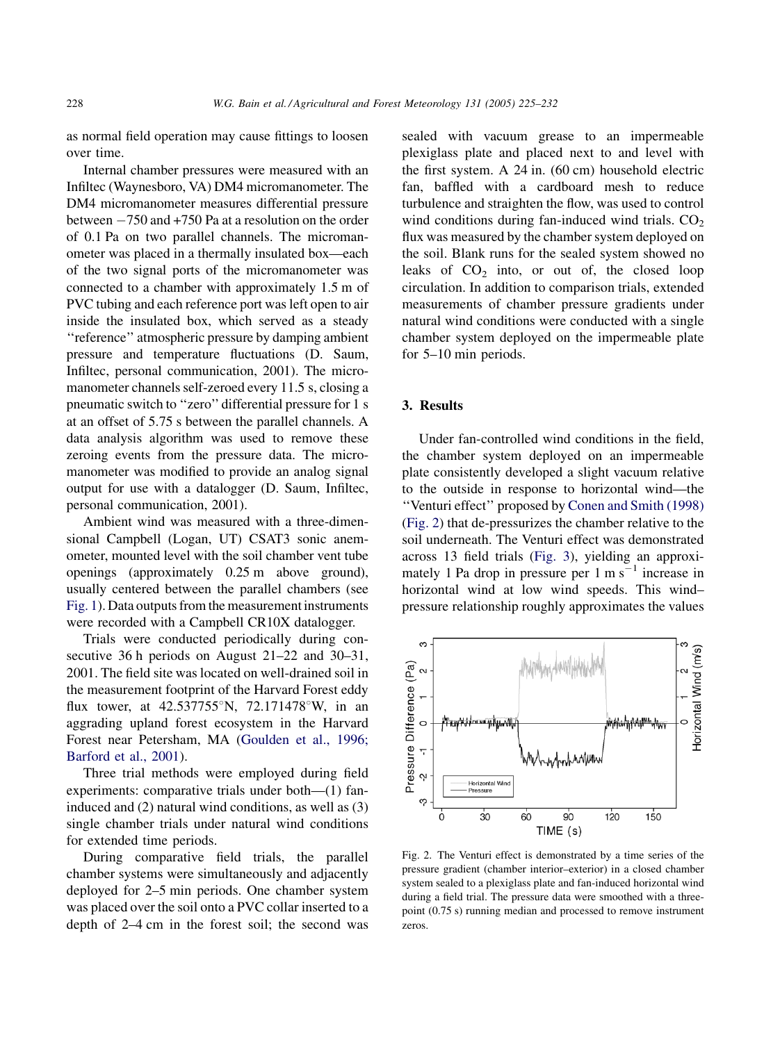as normal field operation may cause fittings to loosen over time.

Internal chamber pressures were measured with an Infiltec (Waynesboro, VA) DM4 micromanometer. The DM4 micromanometer measures differential pressure between −750 and +750 Pa at a resolution on the order of 0.1 Pa on two parallel channels. The micromanometer was placed in a thermally insulated box—each of the two signal ports of the micromanometer was connected to a chamber with approximately 1.5 m of PVC tubing and each reference port was left open to air inside the insulated box, which served as a steady ''reference'' atmospheric pressure by damping ambient pressure and temperature fluctuations (D. Saum, Infiltec, personal communication, 2001). The micromanometer channels self-zeroed every 11.5 s, closing a pneumatic switch to ''zero'' differential pressure for 1 s at an offset of 5.75 s between the parallel channels. A data analysis algorithm was used to remove these zeroing events from the pressure data. The micromanometer was modified to provide an analog signal output for use with a datalogger (D. Saum, Infiltec, personal communication, 2001).

Ambient wind was measured with a three-dimensional Campbell (Logan, UT) CSAT3 sonic anemometer, mounted level with the soil chamber vent tube openings (approximately 0.25 m above ground), usually centered between the parallel chambers (see Fig. 1). Data outputs from the measurement instruments were recorded with a Campbell CR10X datalogger.

Trials were conducted periodically during consecutive 36 h periods on August 21–22 and 30–31, 2001. The field site was located on well-drained soil in the measurement footprint of the Harvard Forest eddy flux tower, at 42.537755°N, 72.171478°W, in an aggrading upland forest ecosystem in the Harvard Forest near Petersham, MA (Goulden et al., 1996; Barford et al., 2001).

Three trial methods were employed during field experiments: comparative trials under both—(1) fan-induced and (2) natural wind conditions, as well as (3) single chamber trials under natural wind conditions for extended time periods.

During comparative field trials, the parallel chamber systems were simultaneously and adjacently deployed for 2–5 min periods. One chamber system was placed over the soil onto a PVC collar inserted to a depth of 2–4 cm in the forest soil; the second was sealed with vacuum grease to an impermeable plexiglass plate and placed next to and level with the first system. A 24 in. (60 cm) household electric fan, baffled with a cardboard mesh to reduce turbulence and straighten the flow, was used to control wind conditions during fan-induced wind trials. $CO_2$ flux was measured by the chamber system deployed on the soil. Blank runs for the sealed system showed no leaks of $CO_2$ into, or out of, the closed loop circulation. In addition to comparison trials, extended measurements of chamber pressure gradients under natural wind conditions were conducted with a single chamber system deployed on the impermeable plate for 5–10 min periods.

## 3. Results

Under fan-controlled wind conditions in the field, the chamber system deployed on an impermeable plate consistently developed a slight vacuum relative to the outside in response to horizontal wind—the ''Venturi effect'' proposed by Conen and Smith (1998) (Fig. 2) that de-pressurizes the chamber relative to the soil underneath. The Venturi effect was demonstrated across 13 field trials (Fig. 3), yielding an approximately 1 Pa drop in pressure per 1 m $s^{-1}$ increase in horizontal wind at low wind speeds. This wind–pressure relationship roughly approximates the values

Fig. 2. The Venturi effect is demonstrated by a time series of the pressure gradient (chamber interior–exterior) in a closed chamber system sealed to a plexiglass plate and fan-induced horizontal wind during a field trial. The pressure data were smoothed with a three-point (0.75 s) running median and processed to remove instrument zeros.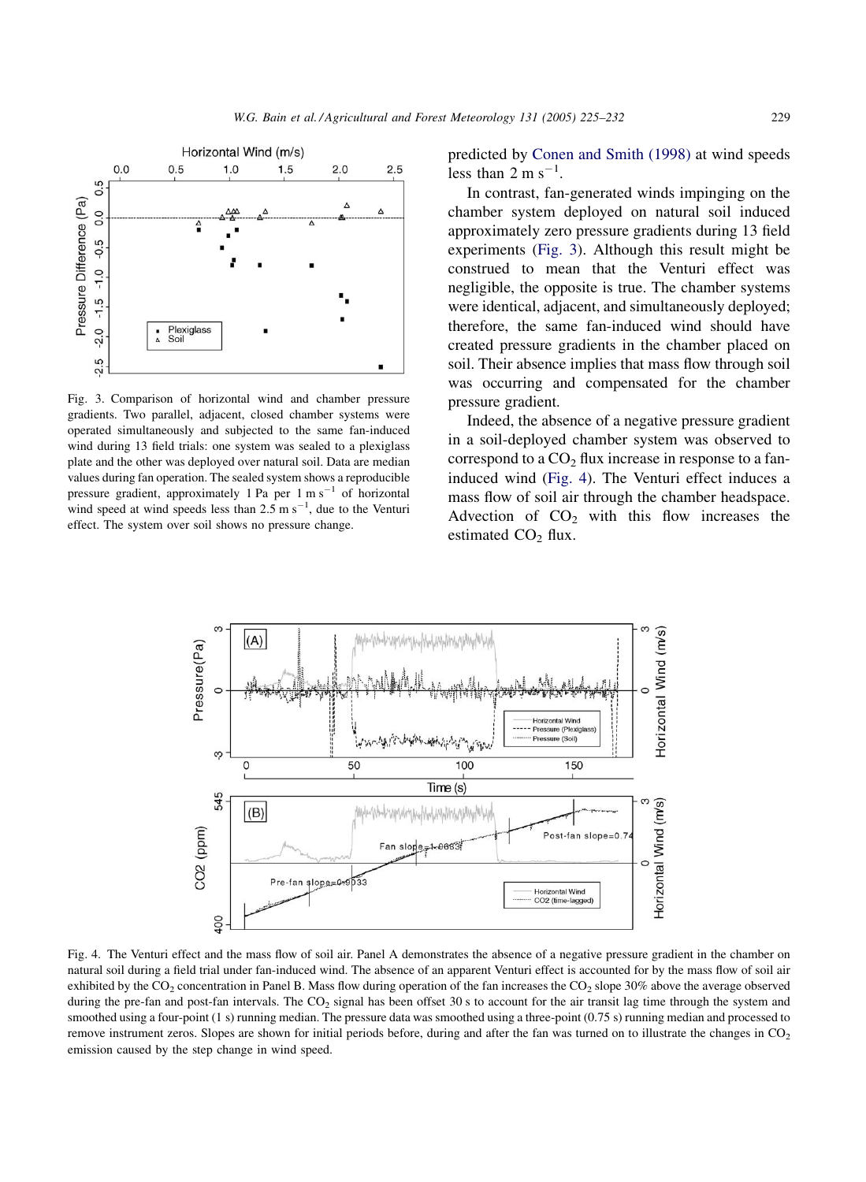Fig. 3. Comparison of horizontal wind and chamber pressure gradients. Two parallel, adjacent, closed chamber systems were operated simultaneously and subjected to the same fan-induced wind during 13 field trials: one system was sealed to a plexiglass plate and the other was deployed over natural soil. Data are median values during fan operation. The sealed system shows a reproducible pressure gradient, approximately 1 Pa per $1\ \mathrm{m\ s^{-1}}$ of horizontal wind speed at wind speeds less than $2.5\ \mathrm{m\ s^{-1}}$, due to the Venturi effect. The system over soil shows no pressure change.

predicted by Conen and Smith (1998) at wind speeds less than $2\ \mathrm{m\ s^{-1}}$.

In contrast, fan-generated winds impinging on the chamber system deployed on natural soil induced approximately zero pressure gradients during 13 field experiments (Fig. 3). Although this result might be construed to mean that the Venturi effect was negligible, the opposite is true. The chamber systems were identical, adjacent, and simultaneously deployed; therefore, the same fan-induced wind should have created pressure gradients in the chamber placed on soil. Their absence implies that mass flow through soil was occurring and compensated for the chamber pressure gradient.

Indeed, the absence of a negative pressure gradient in a soil-deployed chamber system was observed to correspond to a $CO_2$ flux increase in response to a fan-induced wind (Fig. 4). The Venturi effect induces a mass flow of soil air through the chamber headspace. Advection of $CO_2$ with this flow increases the estimated $CO_2$ flux.

Fig. 4. The Venturi effect and the mass flow of soil air. Panel A demonstrates the absence of a negative pressure gradient in the chamber on natural soil during a field trial under fan-induced wind. The absence of an apparent Venturi effect is accounted for by the mass flow of soil air exhibited by the $CO_2$ concentration in Panel B. Mass flow during operation of the fan increases the $CO_2$ slope 30% above the average observed during the pre-fan and post-fan intervals. The $CO_2$ signal has been offset 30 s to account for the air transit lag time through the system and smoothed using a four-point (1 s) running median. The pressure data was smoothed using a three-point (0.75 s) running median and processed to remove instrument zeros. Slopes are shown for initial periods before, during and after the fan was turned on to illustrate the changes in $CO_2$ emission caused by the step change in wind speed.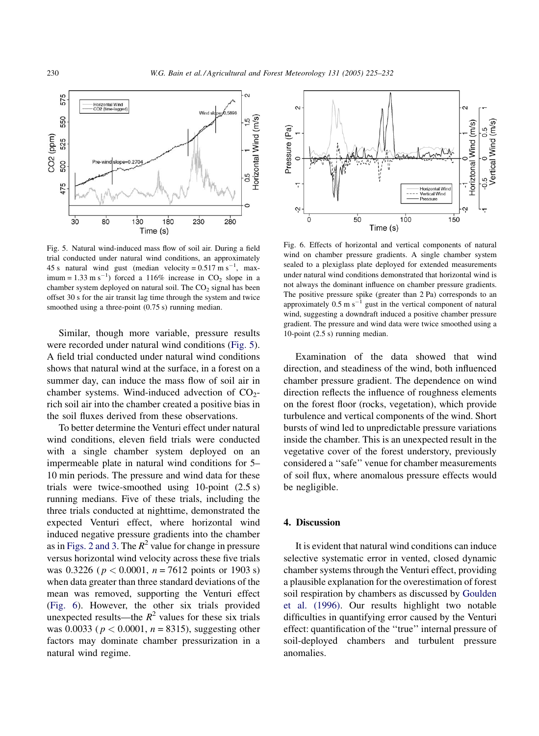Fig. 5. Natural wind-induced mass flow of soil air. During a field trial conducted under natural wind conditions, an approximately 45 s natural wind gust (median velocity = 0.517 m $s^{-1}$, maximum = 1.33 m $s^{-1}$) forced a 116% increase in $CO_2$ slope in a chamber system deployed on natural soil. The $CO_2$ signal has been offset 30 s for the air transit lag time through the system and twice smoothed using a three-point (0.75 s) running median.

Fig. 6. Effects of horizontal and vertical components of natural wind on chamber pressure gradients. A single chamber system sealed to a plexiglass plate deployed for extended measurements under natural wind conditions demonstrated that horizontal wind is not always the dominant influence on chamber pressure gradients. The positive pressure spike (greater than 2 Pa) corresponds to an approximately 0.5 m $s^{-1}$ gust in the vertical component of natural wind, suggesting a downdraft induced a positive chamber pressure gradient. The pressure and wind data were twice smoothed using a 10-point (2.5 s) running median.

Similar, though more variable, pressure results were recorded under natural wind conditions (Fig. 5). A field trial conducted under natural wind conditions shows that natural wind at the surface, in a forest on a summer day, can induce the mass flow of soil air in chamber systems. Wind-induced advection of $CO_2$-rich soil air into the chamber created a positive bias in the soil fluxes derived from these observations.

To better determine the Venturi effect under natural wind conditions, eleven field trials were conducted with a single chamber system deployed on an impermeable plate in natural wind conditions for 5–10 min periods. The pressure and wind data for these trials were twice-smoothed using 10-point (2.5 s) running medians. Five of these trials, including the three trials conducted at nighttime, demonstrated the expected Venturi effect, where horizontal wind induced negative pressure gradients into the chamber as in Figs. 2 and 3. The $R^2$ value for change in pressure versus horizontal wind velocity across these five trials was 0.3226 ($p < 0.0001$, $n = 7612$ points or 1903 s) when data greater than three standard deviations of the mean was removed, supporting the Venturi effect (Fig. 6). However, the other six trials provided unexpected results—the $R^2$ values for these six trials was 0.0033 ($p < 0.0001$, $n = 8315$), suggesting other factors may dominate chamber pressurization in a natural wind regime.

Examination of the data showed that wind direction, and steadiness of the wind, both influenced chamber pressure gradient. The dependence on wind direction reflects the influence of roughness elements on the forest floor (rocks, vegetation), which provide turbulence and vertical components of the wind. Short bursts of wind led to unpredictable pressure variations inside the chamber. This is an unexpected result in the vegetative cover of the forest understory, previously considered a ''safe'' venue for chamber measurements of soil flux, where anomalous pressure effects would be negligible.

## 4. Discussion

It is evident that natural wind conditions can induce selective systematic error in vented, closed dynamic chamber systems through the Venturi effect, providing a plausible explanation for the overestimation of forest soil respiration by chambers as discussed by Goulden et al. (1996). Our results highlight two notable difficulties in quantifying error caused by the Venturi effect: quantification of the ''true'' internal pressure of soil-deployed chambers and turbulent pressure anomalies.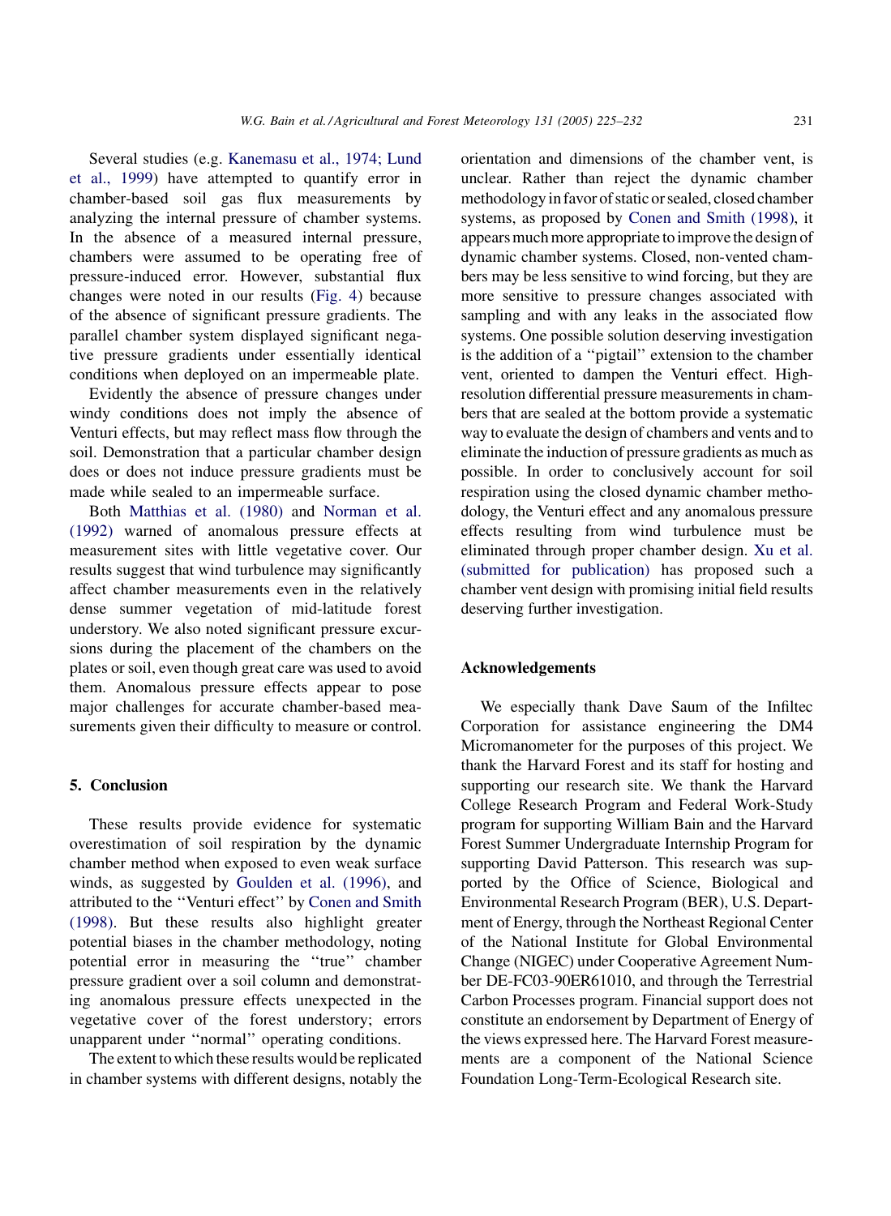Several studies (e.g. Kanemasu et al., 1974; Lund et al., 1999) have attempted to quantify error in chamber-based soil gas flux measurements by analyzing the internal pressure of chamber systems. In the absence of a measured internal pressure, chambers were assumed to be operating free of pressure-induced error. However, substantial flux changes were noted in our results (Fig. 4) because of the absence of significant pressure gradients. The parallel chamber system displayed significant negative pressure gradients under essentially identical conditions when deployed on an impermeable plate.

Evidently the absence of pressure changes under windy conditions does not imply the absence of Venturi effects, but may reflect mass flow through the soil. Demonstration that a particular chamber design does or does not induce pressure gradients must be made while sealed to an impermeable surface.

Both Matthias et al. (1980) and Norman et al. (1992) warned of anomalous pressure effects at measurement sites with little vegetative cover. Our results suggest that wind turbulence may significantly affect chamber measurements even in the relatively dense summer vegetation of mid-latitude forest understory. We also noted significant pressure excursions during the placement of the chambers on the plates or soil, even though great care was used to avoid them. Anomalous pressure effects appear to pose major challenges for accurate chamber-based measurements given their difficulty to measure or control.

## 5. Conclusion

These results provide evidence for systematic overestimation of soil respiration by the dynamic chamber method when exposed to even weak surface winds, as suggested by Goulden et al. (1996), and attributed to the ''Venturi effect'' by Conen and Smith (1998). But these results also highlight greater potential biases in the chamber methodology, noting potential error in measuring the ''true'' chamber pressure gradient over a soil column and demonstrating anomalous pressure effects unexpected in the vegetative cover of the forest understory; errors unapparent under ''normal'' operating conditions.

The extent to which these results would be replicated in chamber systems with different designs, notably the orientation and dimensions of the chamber vent, is unclear. Rather than reject the dynamic chamber methodology in favor of static or sealed, closed chamber systems, as proposed by Conen and Smith (1998), it appears much more appropriate to improve the design of dynamic chamber systems. Closed, non-vented chambers may be less sensitive to wind forcing, but they are more sensitive to pressure changes associated with sampling and with any leaks in the associated flow systems. One possible solution deserving investigation is the addition of a ''pigtail'' extension to the chamber vent, oriented to dampen the Venturi effect. High-resolution differential pressure measurements in chambers that are sealed at the bottom provide a systematic way to evaluate the design of chambers and vents and to eliminate the induction of pressure gradients as much as possible. In order to conclusively account for soil respiration using the closed dynamic chamber methodology, the Venturi effect and any anomalous pressure effects resulting from wind turbulence must be eliminated through proper chamber design. Xu et al. (submitted for publication) has proposed such a chamber vent design with promising initial field results deserving further investigation.

## Acknowledgements

We especially thank Dave Saum of the Infiltec Corporation for assistance engineering the DM4 Micromanometer for the purposes of this project. We thank the Harvard Forest and its staff for hosting and supporting our research site. We thank the Harvard College Research Program and Federal Work-Study program for supporting William Bain and the Harvard Forest Summer Undergraduate Internship Program for supporting David Patterson. This research was supported by the Office of Science, Biological and Environmental Research Program (BER), U.S. Department of Energy, through the Northeast Regional Center of the National Institute for Global Environmental Change (NIGEC) under Cooperative Agreement Number DE-FC03-90ER61010, and through the Terrestrial Carbon Processes program. Financial support does not constitute an endorsement by Department of Energy of the views expressed here. The Harvard Forest measurements are a component of the National Science Foundation Long-Term-Ecological Research site.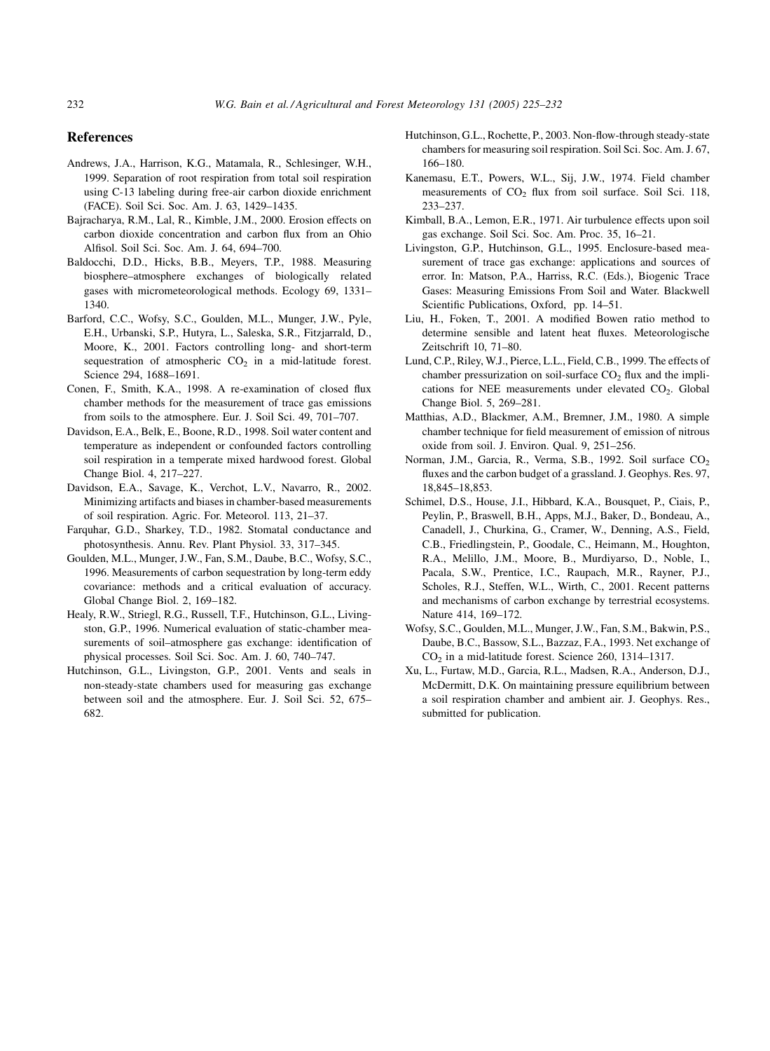## References

Andrews, J.A., Harrison, K.G., Matamala, R., Schlesinger, W.H., 1999. Separation of root respiration from total soil respiration using C-13 labeling during free-air carbon dioxide enrichment (FACE). Soil Sci. Soc. Am. J. 63, 1429–1435.

Bajracharya, R.M., Lal, R., Kimble, J.M., 2000. Erosion effects on carbon dioxide concentration and carbon flux from an Ohio Alfisol. Soil Sci. Soc. Am. J. 64, 694–700.

Baldocchi, D.D., Hicks, B.B., Meyers, T.P., 1988. Measuring biosphere–atmosphere exchanges of biologically related gases with micrometeorological methods. Ecology 69, 1331–1340.

Barford, C.C., Wofsy, S.C., Goulden, M.L., Munger, J.W., Pyle, E.H., Urbanski, S.P., Hutyra, L., Saleska, S.R., Fitzjarrald, D., Moore, K., 2001. Factors controlling long- and short-term sequestration of atmospheric $CO_2$ in a mid-latitude forest. Science 294, 1688–1691.

Conen, F., Smith, K.A., 1998. A re-examination of closed flux chamber methods for the measurement of trace gas emissions from soils to the atmosphere. Eur. J. Soil Sci. 49, 701–707.

Davidson, E.A., Belk, E., Boone, R.D., 1998. Soil water content and temperature as independent or confounded factors controlling soil respiration in a temperate mixed hardwood forest. Global Change Biol. 4, 217–227.

Davidson, E.A., Savage, K., Verchot, L.V., Navarro, R., 2002. Minimizing artifacts and biases in chamber-based measurements of soil respiration. Agric. For. Meteorol. 113, 21–37.

Farquhar, G.D., Sharkey, T.D., 1982. Stomatal conductance and photosynthesis. Annu. Rev. Plant Physiol. 33, 317–345.

Goulden, M.L., Munger, J.W., Fan, S.M., Daube, B.C., Wofsy, S.C., 1996. Measurements of carbon sequestration by long-term eddy covariance: methods and a critical evaluation of accuracy. Global Change Biol. 2, 169–182.

Healy, R.W., Striegl, R.G., Russell, T.F., Hutchinson, G.L., Livingston, G.P., 1996. Numerical evaluation of static-chamber measurements of soil–atmosphere gas exchange: identification of physical processes. Soil Sci. Soc. Am. J. 60, 740–747.

Hutchinson, G.L., Livingston, G.P., 2001. Vents and seals in non-steady-state chambers used for measuring gas exchange between soil and the atmosphere. Eur. J. Soil Sci. 52, 675–682.

Hutchinson, G.L., Rochette, P., 2003. Non-flow-through steady-state chambers for measuring soil respiration. Soil Sci. Soc. Am. J. 67, 166–180.

Kanemasu, E.T., Powers, W.L., Sij, J.W., 1974. Field chamber measurements of $CO_2$ flux from soil surface. Soil Sci. 118, 233–237.

Kimball, B.A., Lemon, E.R., 1971. Air turbulence effects upon soil gas exchange. Soil Sci. Soc. Am. Proc. 35, 16–21.

Livingston, G.P., Hutchinson, G.L., 1995. Enclosure-based measurement of trace gas exchange: applications and sources of error. In: Matson, P.A., Harriss, R.C. (Eds.), Biogenic Trace Gases: Measuring Emissions From Soil and Water. Blackwell Scientific Publications, Oxford, pp. 14–51.

Liu, H., Foken, T., 2001. A modified Bowen ratio method to determine sensible and latent heat fluxes. Meteorologische Zeitschrift 10, 71–80.

Lund, C.P., Riley, W.J., Pierce, L.L., Field, C.B., 1999. The effects of chamber pressurization on soil-surface $CO_2$ flux and the implications for NEE measurements under elevated $CO_2$. Global Change Biol. 5, 269–281.

Matthias, A.D., Blackmer, A.M., Bremner, J.M., 1980. A simple chamber technique for field measurement of emission of nitrous oxide from soil. J. Environ. Qual. 9, 251–256.

Norman, J.M., Garcia, R., Verma, S.B., 1992. Soil surface $CO_2$ fluxes and the carbon budget of a grassland. J. Geophys. Res. 97, 18,845–18,853.

Schimel, D.S., House, J.I., Hibbard, K.A., Bousquet, P., Ciais, P., Peylin, P., Braswell, B.H., Apps, M.J., Baker, D., Bondeau, A., Canadell, J., Churkina, G., Cramer, W., Denning, A.S., Field, C.B., Friedlingstein, P., Goodale, C., Heimann, M., Houghton, R.A., Melillo, J.M., Moore, B., Murdiyarso, D., Noble, I., Pacala, S.W., Prentice, I.C., Raupach, M.R., Rayner, P.J., Scholes, R.J., Steffen, W.L., Wirth, C., 2001. Recent patterns and mechanisms of carbon exchange by terrestrial ecosystems. Nature 414, 169–172.

Wofsy, S.C., Goulden, M.L., Munger, J.W., Fan, S.M., Bakwin, P.S., Daube, B.C., Bassow, S.L., Bazzaz, F.A., 1993. Net exchange of $CO_2$ in a mid-latitude forest. Science 260, 1314–1317.

Xu, L., Furtaw, M.D., Garcia, R.L., Madsen, R.A., Anderson, D.J., McDermitt, D.K. On maintaining pressure equilibrium between a soil respiration chamber and ambient air. J. Geophys. Res., submitted for publication.